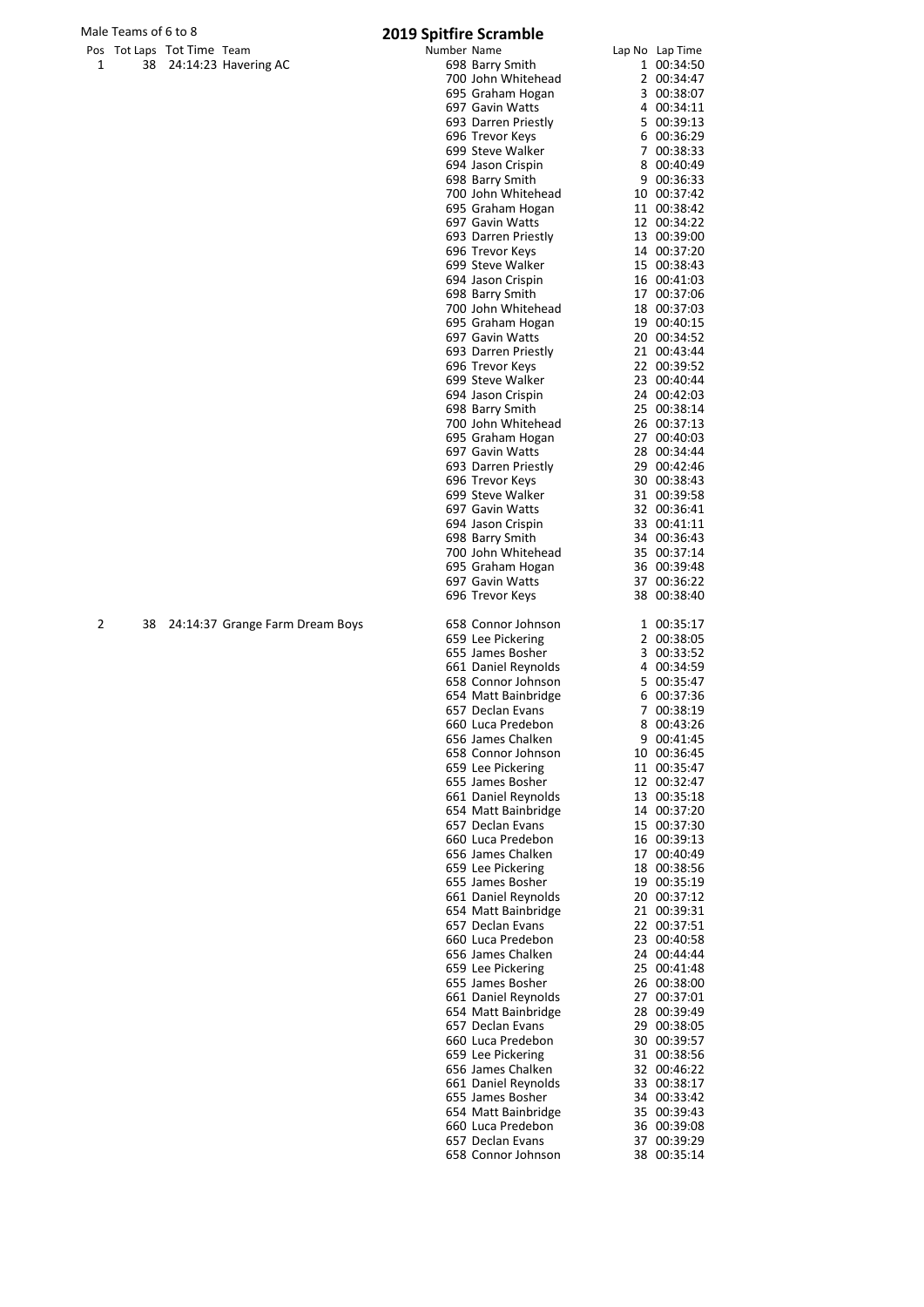Male Teams of 6 to 8

# 2019 Spitfire Scramble

| Pos | Tot Laps | Tot Time | Team | Number | Name | Lap No | Lap Time |
|---|---|---|---|---|---|---|---|
| 1 | 38 | 24:14:23 | Havering AC | 698 | Barry Smith | 1 | 00:34:50 |
| | | | | 700 | John Whitehead | 2 | 00:34:47 |
| | | | | 695 | Graham Hogan | 3 | 00:38:07 |
| | | | | 697 | Gavin Watts | 4 | 00:34:11 |
| | | | | 693 | Darren Priestly | 5 | 00:39:13 |
| | | | | 696 | Trevor Keys | 6 | 00:36:29 |
| | | | | 699 | Steve Walker | 7 | 00:38:33 |
| | | | | 694 | Jason Crispin | 8 | 00:40:49 |
| | | | | 698 | Barry Smith | 9 | 00:36:33 |
| | | | | 700 | John Whitehead | 10 | 00:37:42 |
| | | | | 695 | Graham Hogan | 11 | 00:38:42 |
| | | | | 697 | Gavin Watts | 12 | 00:34:22 |
| | | | | 693 | Darren Priestly | 13 | 00:39:00 |
| | | | | 696 | Trevor Keys | 14 | 00:37:20 |
| | | | | 699 | Steve Walker | 15 | 00:38:43 |
| | | | | 694 | Jason Crispin | 16 | 00:41:03 |
| | | | | 698 | Barry Smith | 17 | 00:37:06 |
| | | | | 700 | John Whitehead | 18 | 00:37:03 |
| | | | | 695 | Graham Hogan | 19 | 00:40:15 |
| | | | | 697 | Gavin Watts | 20 | 00:34:52 |
| | | | | 693 | Darren Priestly | 21 | 00:43:44 |
| | | | | 696 | Trevor Keys | 22 | 00:39:52 |
| | | | | 699 | Steve Walker | 23 | 00:40:44 |
| | | | | 694 | Jason Crispin | 24 | 00:42:03 |
| | | | | 698 | Barry Smith | 25 | 00:38:14 |
| | | | | 700 | John Whitehead | 26 | 00:37:13 |
| | | | | 695 | Graham Hogan | 27 | 00:40:03 |
| | | | | 697 | Gavin Watts | 28 | 00:34:44 |
| | | | | 693 | Darren Priestly | 29 | 00:42:46 |
| | | | | 696 | Trevor Keys | 30 | 00:38:43 |
| | | | | 699 | Steve Walker | 31 | 00:39:58 |
| | | | | 697 | Gavin Watts | 32 | 00:36:41 |
| | | | | 694 | Jason Crispin | 33 | 00:41:11 |
| | | | | 698 | Barry Smith | 34 | 00:36:43 |
| | | | | 700 | John Whitehead | 35 | 00:37:14 |
| | | | | 695 | Graham Hogan | 36 | 00:39:48 |
| | | | | 697 | Gavin Watts | 37 | 00:36:22 |
| | | | | 696 | Trevor Keys | 38 | 00:38:40 |
| 2 | 38 | 24:14:37 | Grange Farm Dream Boys | 658 | Connor Johnson | 1 | 00:35:17 |
| | | | | 659 | Lee Pickering | 2 | 00:38:05 |
| | | | | 655 | James Bosher | 3 | 00:33:52 |
| | | | | 661 | Daniel Reynolds | 4 | 00:34:59 |
| | | | | 658 | Connor Johnson | 5 | 00:35:47 |
| | | | | 654 | Matt Bainbridge | 6 | 00:37:36 |
| | | | | 657 | Declan Evans | 7 | 00:38:19 |
| | | | | 660 | Luca Predebon | 8 | 00:43:26 |
| | | | | 656 | James Chalken | 9 | 00:41:45 |
| | | | | 658 | Connor Johnson | 10 | 00:36:45 |
| | | | | 659 | Lee Pickering | 11 | 00:35:47 |
| | | | | 655 | James Bosher | 12 | 00:32:47 |
| | | | | 661 | Daniel Reynolds | 13 | 00:35:18 |
| | | | | 654 | Matt Bainbridge | 14 | 00:37:20 |
| | | | | 657 | Declan Evans | 15 | 00:37:30 |
| | | | | 660 | Luca Predebon | 16 | 00:39:13 |
| | | | | 656 | James Chalken | 17 | 00:40:49 |
| | | | | 659 | Lee Pickering | 18 | 00:38:56 |
| | | | | 655 | James Bosher | 19 | 00:35:19 |
| | | | | 661 | Daniel Reynolds | 20 | 00:37:12 |
| | | | | 654 | Matt Bainbridge | 21 | 00:39:31 |
| | | | | 657 | Declan Evans | 22 | 00:37:51 |
| | | | | 660 | Luca Predebon | 23 | 00:40:58 |
| | | | | 656 | James Chalken | 24 | 00:44:44 |
| | | | | 659 | Lee Pickering | 25 | 00:41:48 |
| | | | | 655 | James Bosher | 26 | 00:38:00 |
| | | | | 661 | Daniel Reynolds | 27 | 00:37:01 |
| | | | | 654 | Matt Bainbridge | 28 | 00:39:49 |
| | | | | 657 | Declan Evans | 29 | 00:38:05 |
| | | | | 660 | Luca Predebon | 30 | 00:39:57 |
| | | | | 659 | Lee Pickering | 31 | 00:38:56 |
| | | | | 656 | James Chalken | 32 | 00:46:22 |
| | | | | 661 | Daniel Reynolds | 33 | 00:38:17 |
| | | | | 655 | James Bosher | 34 | 00:33:42 |
| | | | | 654 | Matt Bainbridge | 35 | 00:39:43 |
| | | | | 660 | Luca Predebon | 36 | 00:39:08 |
| | | | | 657 | Declan Evans | 37 | 00:39:29 |
| | | | | 658 | Connor Johnson | 38 | 00:35:14 |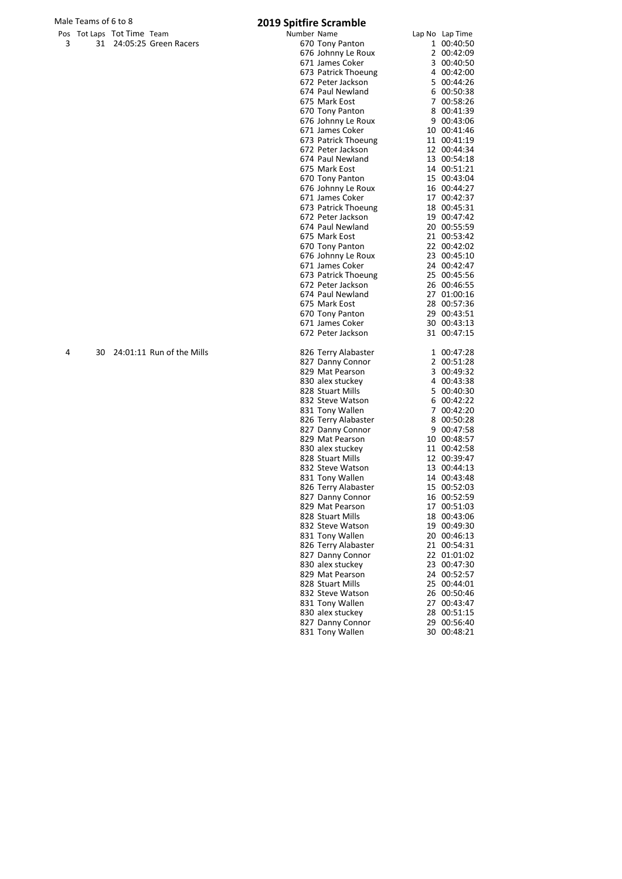Male Teams of 6 to 8

# 2019 Spitfire Scramble

| Pos | Tot Laps | Tot Time | Team | Number | Name | Lap No | Lap Time |
|---|---|---|---|---|---|---|---|
| 3 | 31 | 24:05:25 | Green Racers | 670 | Tony Panton | 1 | 00:40:50 |
| | | | | 676 | Johnny Le Roux | 2 | 00:42:09 |
| | | | | 671 | James Coker | 3 | 00:40:50 |
| | | | | 673 | Patrick Thoeung | 4 | 00:42:00 |
| | | | | 672 | Peter Jackson | 5 | 00:44:26 |
| | | | | 674 | Paul Newland | 6 | 00:50:38 |
| | | | | 675 | Mark Eost | 7 | 00:58:26 |
| | | | | 670 | Tony Panton | 8 | 00:41:39 |
| | | | | 676 | Johnny Le Roux | 9 | 00:43:06 |
| | | | | 671 | James Coker | 10 | 00:41:46 |
| | | | | 673 | Patrick Thoeung | 11 | 00:41:19 |
| | | | | 672 | Peter Jackson | 12 | 00:44:34 |
| | | | | 674 | Paul Newland | 13 | 00:54:18 |
| | | | | 675 | Mark Eost | 14 | 00:51:21 |
| | | | | 670 | Tony Panton | 15 | 00:43:04 |
| | | | | 676 | Johnny Le Roux | 16 | 00:44:27 |
| | | | | 671 | James Coker | 17 | 00:42:37 |
| | | | | 673 | Patrick Thoeung | 18 | 00:45:31 |
| | | | | 672 | Peter Jackson | 19 | 00:47:42 |
| | | | | 674 | Paul Newland | 20 | 00:55:59 |
| | | | | 675 | Mark Eost | 21 | 00:53:42 |
| | | | | 670 | Tony Panton | 22 | 00:42:02 |
| | | | | 676 | Johnny Le Roux | 23 | 00:45:10 |
| | | | | 671 | James Coker | 24 | 00:42:47 |
| | | | | 673 | Patrick Thoeung | 25 | 00:45:56 |
| | | | | 672 | Peter Jackson | 26 | 00:46:55 |
| | | | | 674 | Paul Newland | 27 | 01:00:16 |
| | | | | 675 | Mark Eost | 28 | 00:57:36 |
| | | | | 670 | Tony Panton | 29 | 00:43:51 |
| | | | | 671 | James Coker | 30 | 00:43:13 |
| | | | | 672 | Peter Jackson | 31 | 00:47:15 |
| 4 | 30 | 24:01:11 | Run of the Mills | 826 | Terry Alabaster | 1 | 00:47:28 |
| | | | | 827 | Danny Connor | 2 | 00:51:28 |
| | | | | 829 | Mat Pearson | 3 | 00:49:32 |
| | | | | 830 | alex stuckey | 4 | 00:43:38 |
| | | | | 828 | Stuart Mills | 5 | 00:40:30 |
| | | | | 832 | Steve Watson | 6 | 00:42:22 |
| | | | | 831 | Tony Wallen | 7 | 00:42:20 |
| | | | | 826 | Terry Alabaster | 8 | 00:50:28 |
| | | | | 827 | Danny Connor | 9 | 00:47:58 |
| | | | | 829 | Mat Pearson | 10 | 00:48:57 |
| | | | | 830 | alex stuckey | 11 | 00:42:58 |
| | | | | 828 | Stuart Mills | 12 | 00:39:47 |
| | | | | 832 | Steve Watson | 13 | 00:44:13 |
| | | | | 831 | Tony Wallen | 14 | 00:43:48 |
| | | | | 826 | Terry Alabaster | 15 | 00:52:03 |
| | | | | 827 | Danny Connor | 16 | 00:52:59 |
| | | | | 829 | Mat Pearson | 17 | 00:51:03 |
| | | | | 828 | Stuart Mills | 18 | 00:43:06 |
| | | | | 832 | Steve Watson | 19 | 00:49:30 |
| | | | | 831 | Tony Wallen | 20 | 00:46:13 |
| | | | | 826 | Terry Alabaster | 21 | 00:54:31 |
| | | | | 827 | Danny Connor | 22 | 01:01:02 |
| | | | | 830 | alex stuckey | 23 | 00:47:30 |
| | | | | 829 | Mat Pearson | 24 | 00:52:57 |
| | | | | 828 | Stuart Mills | 25 | 00:44:01 |
| | | | | 832 | Steve Watson | 26 | 00:50:46 |
| | | | | 831 | Tony Wallen | 27 | 00:43:47 |
| | | | | 830 | alex stuckey | 28 | 00:51:15 |
| | | | | 827 | Danny Connor | 29 | 00:56:40 |
| | | | | 831 | Tony Wallen | 30 | 00:48:21 |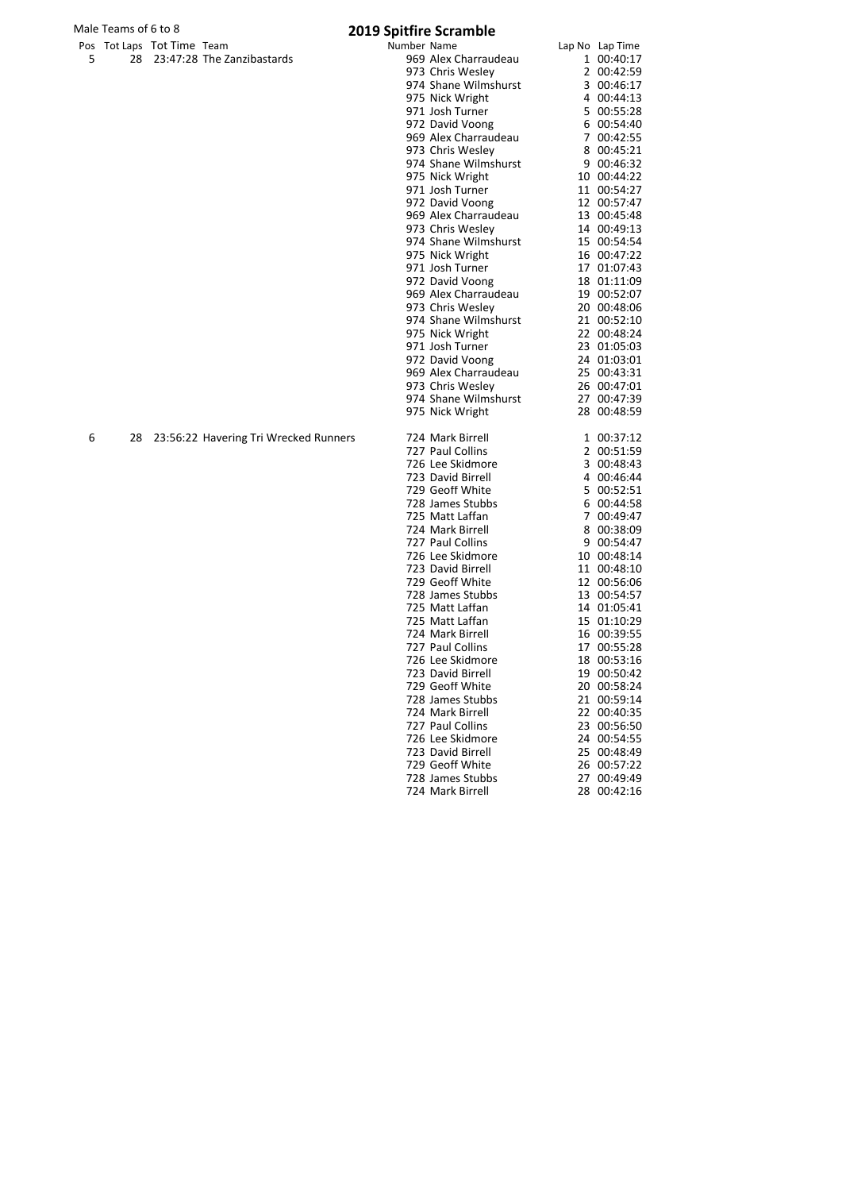Male Teams of 6 to 8

# 2019 Spitfire Scramble

| Pos | Tot Laps | Tot Time | Team | Number | Name | Lap No | Lap Time |
|---|---|---|---|---|---|---|---|
| 5 | 28 | 23:47:28 | The Zanzibastards | 969 | Alex Charraudeau | 1 | 00:40:17 |
| | | | | 973 | Chris Wesley | 2 | 00:42:59 |
| | | | | 974 | Shane Wilmshurst | 3 | 00:46:17 |
| | | | | 975 | Nick Wright | 4 | 00:44:13 |
| | | | | 971 | Josh Turner | 5 | 00:55:28 |
| | | | | 972 | David Voong | 6 | 00:54:40 |
| | | | | 969 | Alex Charraudeau | 7 | 00:42:55 |
| | | | | 973 | Chris Wesley | 8 | 00:45:21 |
| | | | | 974 | Shane Wilmshurst | 9 | 00:46:32 |
| | | | | 975 | Nick Wright | 10 | 00:44:22 |
| | | | | 971 | Josh Turner | 11 | 00:54:27 |
| | | | | 972 | David Voong | 12 | 00:57:47 |
| | | | | 969 | Alex Charraudeau | 13 | 00:45:48 |
| | | | | 973 | Chris Wesley | 14 | 00:49:13 |
| | | | | 974 | Shane Wilmshurst | 15 | 00:54:54 |
| | | | | 975 | Nick Wright | 16 | 00:47:22 |
| | | | | 971 | Josh Turner | 17 | 01:07:43 |
| | | | | 972 | David Voong | 18 | 01:11:09 |
| | | | | 969 | Alex Charraudeau | 19 | 00:52:07 |
| | | | | 973 | Chris Wesley | 20 | 00:48:06 |
| | | | | 974 | Shane Wilmshurst | 21 | 00:52:10 |
| | | | | 975 | Nick Wright | 22 | 00:48:24 |
| | | | | 971 | Josh Turner | 23 | 01:05:03 |
| | | | | 972 | David Voong | 24 | 01:03:01 |
| | | | | 969 | Alex Charraudeau | 25 | 00:43:31 |
| | | | | 973 | Chris Wesley | 26 | 00:47:01 |
| | | | | 974 | Shane Wilmshurst | 27 | 00:47:39 |
| | | | | 975 | Nick Wright | 28 | 00:48:59 |
| 6 | 28 | 23:56:22 | Havering Tri Wrecked Runners | 724 | Mark Birrell | 1 | 00:37:12 |
| | | | | 727 | Paul Collins | 2 | 00:51:59 |
| | | | | 726 | Lee Skidmore | 3 | 00:48:43 |
| | | | | 723 | David Birrell | 4 | 00:46:44 |
| | | | | 729 | Geoff White | 5 | 00:52:51 |
| | | | | 728 | James Stubbs | 6 | 00:44:58 |
| | | | | 725 | Matt Laffan | 7 | 00:49:47 |
| | | | | 724 | Mark Birrell | 8 | 00:38:09 |
| | | | | 727 | Paul Collins | 9 | 00:54:47 |
| | | | | 726 | Lee Skidmore | 10 | 00:48:14 |
| | | | | 723 | David Birrell | 11 | 00:48:10 |
| | | | | 729 | Geoff White | 12 | 00:56:06 |
| | | | | 728 | James Stubbs | 13 | 00:54:57 |
| | | | | 725 | Matt Laffan | 14 | 01:05:41 |
| | | | | 725 | Matt Laffan | 15 | 01:10:29 |
| | | | | 724 | Mark Birrell | 16 | 00:39:55 |
| | | | | 727 | Paul Collins | 17 | 00:55:28 |
| | | | | 726 | Lee Skidmore | 18 | 00:53:16 |
| | | | | 723 | David Birrell | 19 | 00:50:42 |
| | | | | 729 | Geoff White | 20 | 00:58:24 |
| | | | | 728 | James Stubbs | 21 | 00:59:14 |
| | | | | 724 | Mark Birrell | 22 | 00:40:35 |
| | | | | 727 | Paul Collins | 23 | 00:56:50 |
| | | | | 726 | Lee Skidmore | 24 | 00:54:55 |
| | | | | 723 | David Birrell | 25 | 00:48:49 |
| | | | | 729 | Geoff White | 26 | 00:57:22 |
| | | | | 728 | James Stubbs | 27 | 00:49:49 |
| | | | | 724 | Mark Birrell | 28 | 00:42:16 |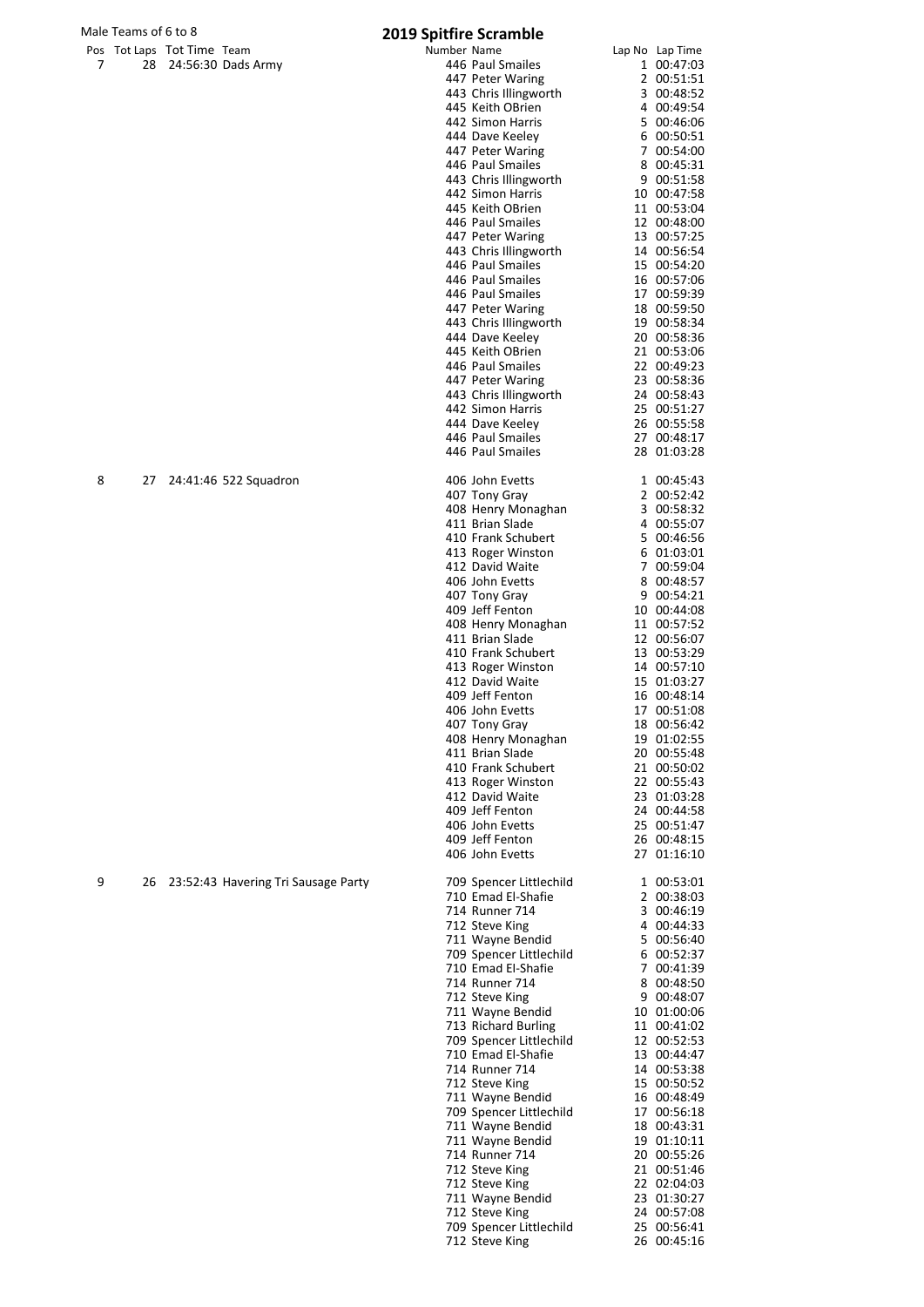Male Teams of 6 to 8

# 2019 Spitfire Scramble

| Pos | Tot Laps | Tot Time | Team | Number | Name | Lap No | Lap Time |
|---|---|---|---|---|---|---|---|
| 7 | 28 | 24:56:30 | Dads Army | 446 | Paul Smailes | 1 | 00:47:03 |
| | | | | 447 | Peter Waring | 2 | 00:51:51 |
| | | | | 443 | Chris Illingworth | 3 | 00:48:52 |
| | | | | 445 | Keith OBrien | 4 | 00:49:54 |
| | | | | 442 | Simon Harris | 5 | 00:46:06 |
| | | | | 444 | Dave Keeley | 6 | 00:50:51 |
| | | | | 447 | Peter Waring | 7 | 00:54:00 |
| | | | | 446 | Paul Smailes | 8 | 00:45:31 |
| | | | | 443 | Chris Illingworth | 9 | 00:51:58 |
| | | | | 442 | Simon Harris | 10 | 00:47:58 |
| | | | | 445 | Keith OBrien | 11 | 00:53:04 |
| | | | | 446 | Paul Smailes | 12 | 00:48:00 |
| | | | | 447 | Peter Waring | 13 | 00:57:25 |
| | | | | 443 | Chris Illingworth | 14 | 00:56:54 |
| | | | | 446 | Paul Smailes | 15 | 00:54:20 |
| | | | | 446 | Paul Smailes | 16 | 00:57:06 |
| | | | | 446 | Paul Smailes | 17 | 00:59:39 |
| | | | | 447 | Peter Waring | 18 | 00:59:50 |
| | | | | 443 | Chris Illingworth | 19 | 00:58:34 |
| | | | | 444 | Dave Keeley | 20 | 00:58:36 |
| | | | | 445 | Keith OBrien | 21 | 00:53:06 |
| | | | | 446 | Paul Smailes | 22 | 00:49:23 |
| | | | | 447 | Peter Waring | 23 | 00:58:36 |
| | | | | 443 | Chris Illingworth | 24 | 00:58:43 |
| | | | | 442 | Simon Harris | 25 | 00:51:27 |
| | | | | 444 | Dave Keeley | 26 | 00:55:58 |
| | | | | 446 | Paul Smailes | 27 | 00:48:17 |
| | | | | 446 | Paul Smailes | 28 | 01:03:28 |
| 8 | 27 | 24:41:46 | 522 Squadron | 406 | John Evetts | 1 | 00:45:43 |
| | | | | 407 | Tony Gray | 2 | 00:52:42 |
| | | | | 408 | Henry Monaghan | 3 | 00:58:32 |
| | | | | 411 | Brian Slade | 4 | 00:55:07 |
| | | | | 410 | Frank Schubert | 5 | 00:46:56 |
| | | | | 413 | Roger Winston | 6 | 01:03:01 |
| | | | | 412 | David Waite | 7 | 00:59:04 |
| | | | | 406 | John Evetts | 8 | 00:48:57 |
| | | | | 407 | Tony Gray | 9 | 00:54:21 |
| | | | | 409 | Jeff Fenton | 10 | 00:44:08 |
| | | | | 408 | Henry Monaghan | 11 | 00:57:52 |
| | | | | 411 | Brian Slade | 12 | 00:56:07 |
| | | | | 410 | Frank Schubert | 13 | 00:53:29 |
| | | | | 413 | Roger Winston | 14 | 00:57:10 |
| | | | | 412 | David Waite | 15 | 01:03:27 |
| | | | | 409 | Jeff Fenton | 16 | 00:48:14 |
| | | | | 406 | John Evetts | 17 | 00:51:08 |
| | | | | 407 | Tony Gray | 18 | 00:56:42 |
| | | | | 408 | Henry Monaghan | 19 | 01:02:55 |
| | | | | 411 | Brian Slade | 20 | 00:55:48 |
| | | | | 410 | Frank Schubert | 21 | 00:50:02 |
| | | | | 413 | Roger Winston | 22 | 00:55:43 |
| | | | | 412 | David Waite | 23 | 01:03:28 |
| | | | | 409 | Jeff Fenton | 24 | 00:44:58 |
| | | | | 406 | John Evetts | 25 | 00:51:47 |
| | | | | 409 | Jeff Fenton | 26 | 00:48:15 |
| | | | | 406 | John Evetts | 27 | 01:16:10 |
| 9 | 26 | 23:52:43 | Havering Tri Sausage Party | 709 | Spencer Littlechild | 1 | 00:53:01 |
| | | | | 710 | Emad El-Shafie | 2 | 00:38:03 |
| | | | | 714 | Runner 714 | 3 | 00:46:19 |
| | | | | 712 | Steve King | 4 | 00:44:33 |
| | | | | 711 | Wayne Bendid | 5 | 00:56:40 |
| | | | | 709 | Spencer Littlechild | 6 | 00:52:37 |
| | | | | 710 | Emad El-Shafie | 7 | 00:41:39 |
| | | | | 714 | Runner 714 | 8 | 00:48:50 |
| | | | | 712 | Steve King | 9 | 00:48:07 |
| | | | | 711 | Wayne Bendid | 10 | 01:00:06 |
| | | | | 713 | Richard Burling | 11 | 00:41:02 |
| | | | | 709 | Spencer Littlechild | 12 | 00:52:53 |
| | | | | 710 | Emad El-Shafie | 13 | 00:44:47 |
| | | | | 714 | Runner 714 | 14 | 00:53:38 |
| | | | | 712 | Steve King | 15 | 00:50:52 |
| | | | | 711 | Wayne Bendid | 16 | 00:48:49 |
| | | | | 709 | Spencer Littlechild | 17 | 00:56:18 |
| | | | | 711 | Wayne Bendid | 18 | 00:43:31 |
| | | | | 711 | Wayne Bendid | 19 | 01:10:11 |
| | | | | 714 | Runner 714 | 20 | 00:55:26 |
| | | | | 712 | Steve King | 21 | 00:51:46 |
| | | | | 712 | Steve King | 22 | 02:04:03 |
| | | | | 711 | Wayne Bendid | 23 | 01:30:27 |
| | | | | 712 | Steve King | 24 | 00:57:08 |
| | | | | 709 | Spencer Littlechild | 25 | 00:56:41 |
| | | | | 712 | Steve King | 26 | 00:45:16 |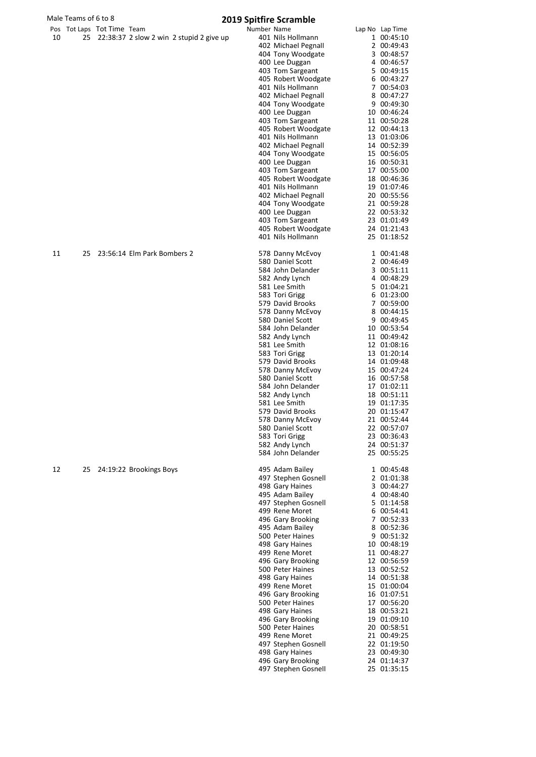Male Teams of 6 to 8

# 2019 Spitfire Scramble

| Pos | Tot Laps | Tot Time | Team | Number | Name | Lap No | Lap Time |
|---|---|---|---|---|---|---|---|
| 10 | 25 | 22:38:37 | 2 slow 2 win 2 stupid 2 give up | 401 | Nils Hollmann | 1 | 00:45:10 |
| | | | | 402 | Michael Pegnall | 2 | 00:49:43 |
| | | | | 404 | Tony Woodgate | 3 | 00:48:57 |
| | | | | 400 | Lee Duggan | 4 | 00:46:57 |
| | | | | 403 | Tom Sargeant | 5 | 00:49:15 |
| | | | | 405 | Robert Woodgate | 6 | 00:43:27 |
| | | | | 401 | Nils Hollmann | 7 | 00:54:03 |
| | | | | 402 | Michael Pegnall | 8 | 00:47:27 |
| | | | | 404 | Tony Woodgate | 9 | 00:49:30 |
| | | | | 400 | Lee Duggan | 10 | 00:46:24 |
| | | | | 403 | Tom Sargeant | 11 | 00:50:28 |
| | | | | 405 | Robert Woodgate | 12 | 00:44:13 |
| | | | | 401 | Nils Hollmann | 13 | 01:03:06 |
| | | | | 402 | Michael Pegnall | 14 | 00:52:39 |
| | | | | 404 | Tony Woodgate | 15 | 00:56:05 |
| | | | | 400 | Lee Duggan | 16 | 00:50:31 |
| | | | | 403 | Tom Sargeant | 17 | 00:55:00 |
| | | | | 405 | Robert Woodgate | 18 | 00:46:36 |
| | | | | 401 | Nils Hollmann | 19 | 01:07:46 |
| | | | | 402 | Michael Pegnall | 20 | 00:55:56 |
| | | | | 404 | Tony Woodgate | 21 | 00:59:28 |
| | | | | 400 | Lee Duggan | 22 | 00:53:32 |
| | | | | 403 | Tom Sargeant | 23 | 01:01:49 |
| | | | | 405 | Robert Woodgate | 24 | 01:21:43 |
| | | | | 401 | Nils Hollmann | 25 | 01:18:52 |
| 11 | 25 | 23:56:14 | Elm Park Bombers 2 | 578 | Danny McEvoy | 1 | 00:41:48 |
| | | | | 580 | Daniel Scott | 2 | 00:46:49 |
| | | | | 584 | John Delander | 3 | 00:51:11 |
| | | | | 582 | Andy Lynch | 4 | 00:48:29 |
| | | | | 581 | Lee Smith | 5 | 01:04:21 |
| | | | | 583 | Tori Grigg | 6 | 01:23:00 |
| | | | | 579 | David Brooks | 7 | 00:59:00 |
| | | | | 578 | Danny McEvoy | 8 | 00:44:15 |
| | | | | 580 | Daniel Scott | 9 | 00:49:45 |
| | | | | 584 | John Delander | 10 | 00:53:54 |
| | | | | 582 | Andy Lynch | 11 | 00:49:42 |
| | | | | 581 | Lee Smith | 12 | 01:08:16 |
| | | | | 583 | Tori Grigg | 13 | 01:20:14 |
| | | | | 579 | David Brooks | 14 | 01:09:48 |
| | | | | 578 | Danny McEvoy | 15 | 00:47:24 |
| | | | | 580 | Daniel Scott | 16 | 00:57:58 |
| | | | | 584 | John Delander | 17 | 01:02:11 |
| | | | | 582 | Andy Lynch | 18 | 00:51:11 |
| | | | | 581 | Lee Smith | 19 | 01:17:35 |
| | | | | 579 | David Brooks | 20 | 01:15:47 |
| | | | | 578 | Danny McEvoy | 21 | 00:52:44 |
| | | | | 580 | Daniel Scott | 22 | 00:57:07 |
| | | | | 583 | Tori Grigg | 23 | 00:36:43 |
| | | | | 582 | Andy Lynch | 24 | 00:51:37 |
| | | | | 584 | John Delander | 25 | 00:55:25 |
| 12 | 25 | 24:19:22 | Brookings Boys | 495 | Adam Bailey | 1 | 00:45:48 |
| | | | | 497 | Stephen Gosnell | 2 | 01:01:38 |
| | | | | 498 | Gary Haines | 3 | 00:44:27 |
| | | | | 495 | Adam Bailey | 4 | 00:48:40 |
| | | | | 497 | Stephen Gosnell | 5 | 01:14:58 |
| | | | | 499 | Rene Moret | 6 | 00:54:41 |
| | | | | 496 | Gary Brooking | 7 | 00:52:33 |
| | | | | 495 | Adam Bailey | 8 | 00:52:36 |
| | | | | 500 | Peter Haines | 9 | 00:51:32 |
| | | | | 498 | Gary Haines | 10 | 00:48:19 |
| | | | | 499 | Rene Moret | 11 | 00:48:27 |
| | | | | 496 | Gary Brooking | 12 | 00:56:59 |
| | | | | 500 | Peter Haines | 13 | 00:52:52 |
| | | | | 498 | Gary Haines | 14 | 00:51:38 |
| | | | | 499 | Rene Moret | 15 | 01:00:04 |
| | | | | 496 | Gary Brooking | 16 | 01:07:51 |
| | | | | 500 | Peter Haines | 17 | 00:56:20 |
| | | | | 498 | Gary Haines | 18 | 00:53:21 |
| | | | | 496 | Gary Brooking | 19 | 01:09:10 |
| | | | | 500 | Peter Haines | 20 | 00:58:51 |
| | | | | 499 | Rene Moret | 21 | 00:49:25 |
| | | | | 497 | Stephen Gosnell | 22 | 01:19:50 |
| | | | | 498 | Gary Haines | 23 | 00:49:30 |
| | | | | 496 | Gary Brooking | 24 | 01:14:37 |
| | | | | 497 | Stephen Gosnell | 25 | 01:35:15 |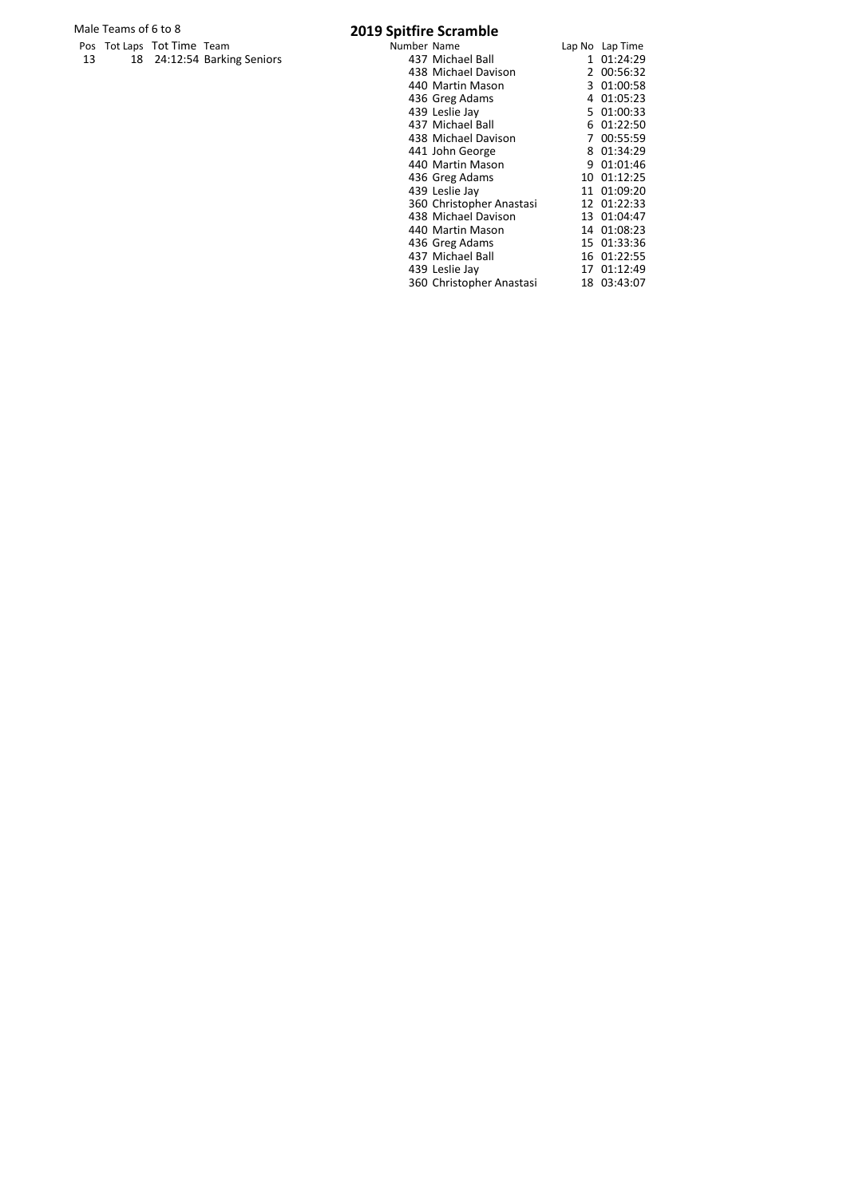Male Teams of 6 to 8

# 2019 Spitfire Scramble

| Pos | Tot Laps | Tot Time | Team | Number | Name | Lap No | Lap Time |
|---|---|---|---|---|---|---|---|
| 13 | 18 | 24:12:54 | Barking Seniors | 437 | Michael Ball | 1 | 01:24:29 |
| | | | | 438 | Michael Davison | 2 | 00:56:32 |
| | | | | 440 | Martin Mason | 3 | 01:00:58 |
| | | | | 436 | Greg Adams | 4 | 01:05:23 |
| | | | | 439 | Leslie Jay | 5 | 01:00:33 |
| | | | | 437 | Michael Ball | 6 | 01:22:50 |
| | | | | 438 | Michael Davison | 7 | 00:55:59 |
| | | | | 441 | John George | 8 | 01:34:29 |
| | | | | 440 | Martin Mason | 9 | 01:01:46 |
| | | | | 436 | Greg Adams | 10 | 01:12:25 |
| | | | | 439 | Leslie Jay | 11 | 01:09:20 |
| | | | | 360 | Christopher Anastasi | 12 | 01:22:33 |
| | | | | 438 | Michael Davison | 13 | 01:04:47 |
| | | | | 440 | Martin Mason | 14 | 01:08:23 |
| | | | | 436 | Greg Adams | 15 | 01:33:36 |
| | | | | 437 | Michael Ball | 16 | 01:22:55 |
| | | | | 439 | Leslie Jay | 17 | 01:12:49 |
| | | | | 360 | Christopher Anastasi | 18 | 03:43:07 |